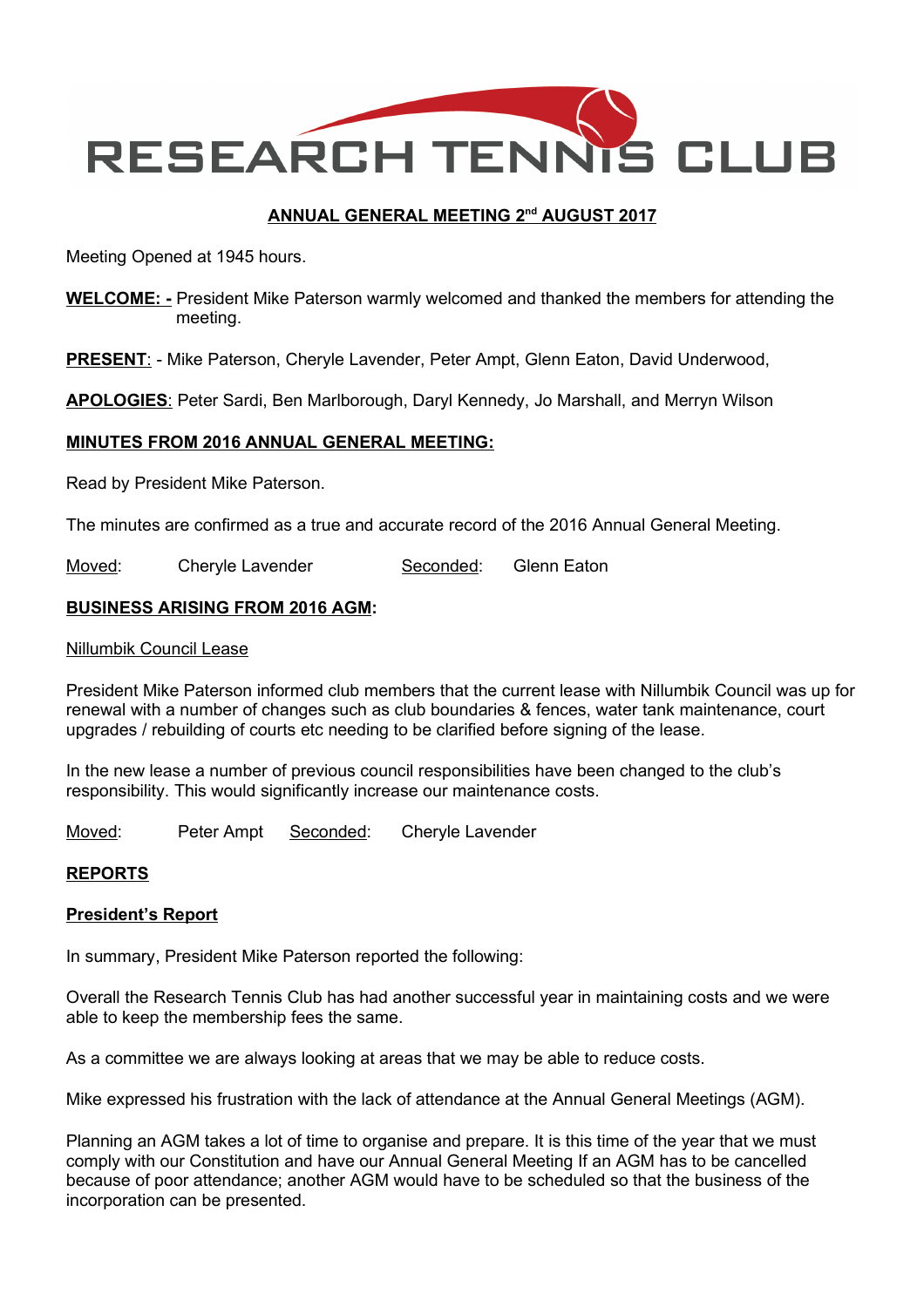# RESEARCH TENNIS CLUB

## ANNUAL GENERAL MEETING 2nd AUGUST 2017

Meeting Opened at 1945 hours.

**WELCOME: -** President Mike Paterson warmly welcomed and thanked the members for attending the meeting.

**PRESENT**: - Mike Paterson, Cheryle Lavender, Peter Ampt, Glenn Eaton, David Underwood,

**APOLOGIES**: Peter Sardi, Ben Marlborough, Daryl Kennedy, Jo Marshall, and Merryn Wilson

**MINUTES FROM 2016 ANNUAL GENERAL MEETING:**

Read by President Mike Paterson.

The minutes are confirmed as a true and accurate record of the 2016 Annual General Meeting.

Moved: Cheryle Lavender Seconded: Glenn Eaton

**BUSINESS ARISING FROM 2016 AGM:**

Nillumbik Council Lease

President Mike Paterson informed club members that the current lease with Nillumbik Council was up for renewal with a number of changes such as club boundaries & fences, water tank maintenance, court upgrades / rebuilding of courts etc needing to be clarified before signing of the lease.

In the new lease a number of previous council responsibilities have been changed to the club's responsibility. This would significantly increase our maintenance costs.

Moved: Peter Ampt Seconded: Cheryle Lavender

**REPORTS**

**President's Report**

In summary, President Mike Paterson reported the following:

Overall the Research Tennis Club has had another successful year in maintaining costs and we were able to keep the membership fees the same.

As a committee we are always looking at areas that we may be able to reduce costs.

Mike expressed his frustration with the lack of attendance at the Annual General Meetings (AGM).

Planning an AGM takes a lot of time to organise and prepare. It is this time of the year that we must comply with our Constitution and have our Annual General Meeting If an AGM has to be cancelled because of poor attendance; another AGM would have to be scheduled so that the business of the incorporation can be presented.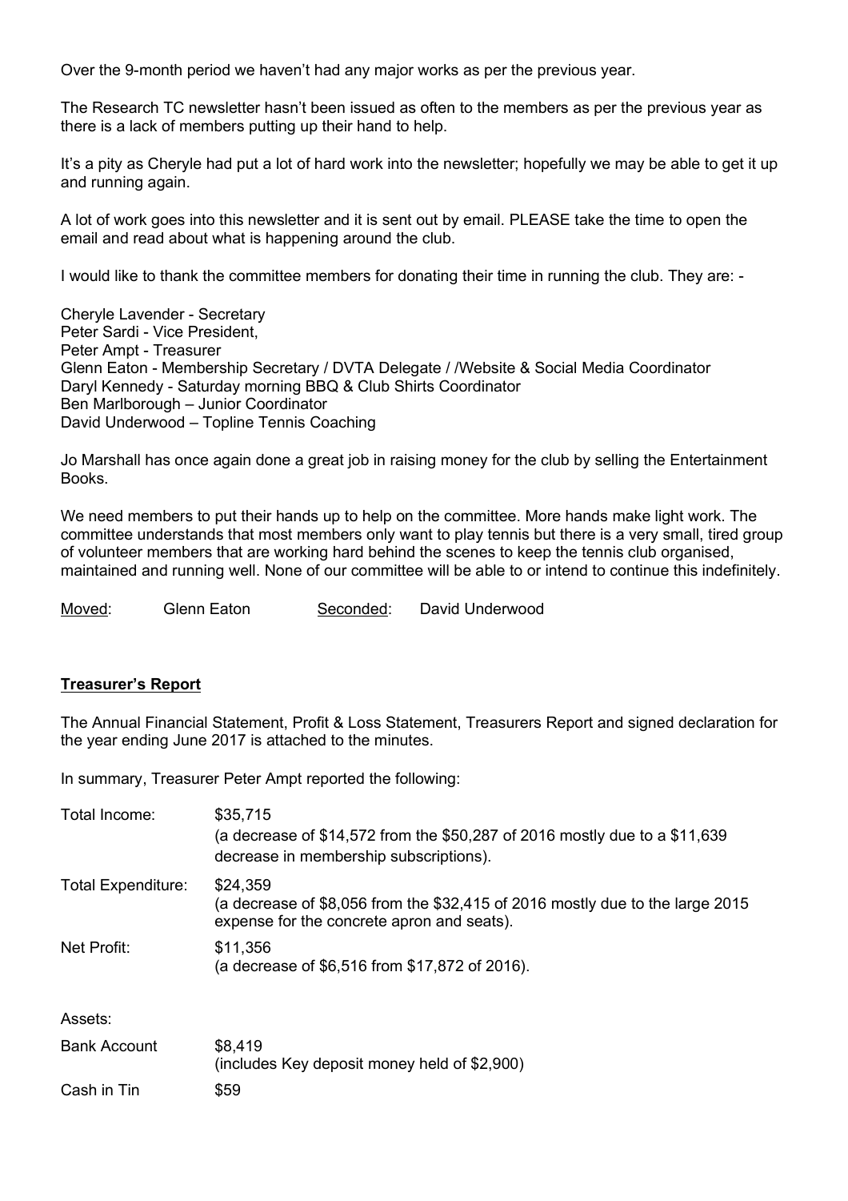Over the 9-month period we haven't had any major works as per the previous year.

The Research TC newsletter hasn't been issued as often to the members as per the previous year as there is a lack of members putting up their hand to help.

It's a pity as Cheryle had put a lot of hard work into the newsletter; hopefully we may be able to get it up and running again.

A lot of work goes into this newsletter and it is sent out by email. PLEASE take the time to open the email and read about what is happening around the club.

I would like to thank the committee members for donating their time in running the club. They are: -

Cheryle Lavender - Secretary
Peter Sardi - Vice President,
Peter Ampt - Treasurer
Glenn Eaton - Membership Secretary / DVTA Delegate / /Website & Social Media Coordinator
Daryl Kennedy - Saturday morning BBQ & Club Shirts Coordinator
Ben Marlborough – Junior Coordinator
David Underwood – Topline Tennis Coaching

Jo Marshall has once again done a great job in raising money for the club by selling the Entertainment Books.

We need members to put their hands up to help on the committee. More hands make light work. The committee understands that most members only want to play tennis but there is a very small, tired group of volunteer members that are working hard behind the scenes to keep the tennis club organised, maintained and running well. None of our committee will be able to or intend to continue this indefinitely.

Moved: Glenn Eaton Seconded: David Underwood

**Treasurer's Report**

The Annual Financial Statement, Profit & Loss Statement, Treasurers Report and signed declaration for the year ending June 2017 is attached to the minutes.

In summary, Treasurer Peter Ampt reported the following:

Total Income: $35,715
(a decrease of $14,572 from the $50,287 of 2016 mostly due to a $11,639 decrease in membership subscriptions).

Total Expenditure: $24,359
(a decrease of $8,056 from the $32,415 of 2016 mostly due to the large 2015 expense for the concrete apron and seats).

Net Profit: $11,356
(a decrease of $6,516 from $17,872 of 2016).

Assets:

Bank Account $8,419
(includes Key deposit money held of $2,900)

Cash in Tin $59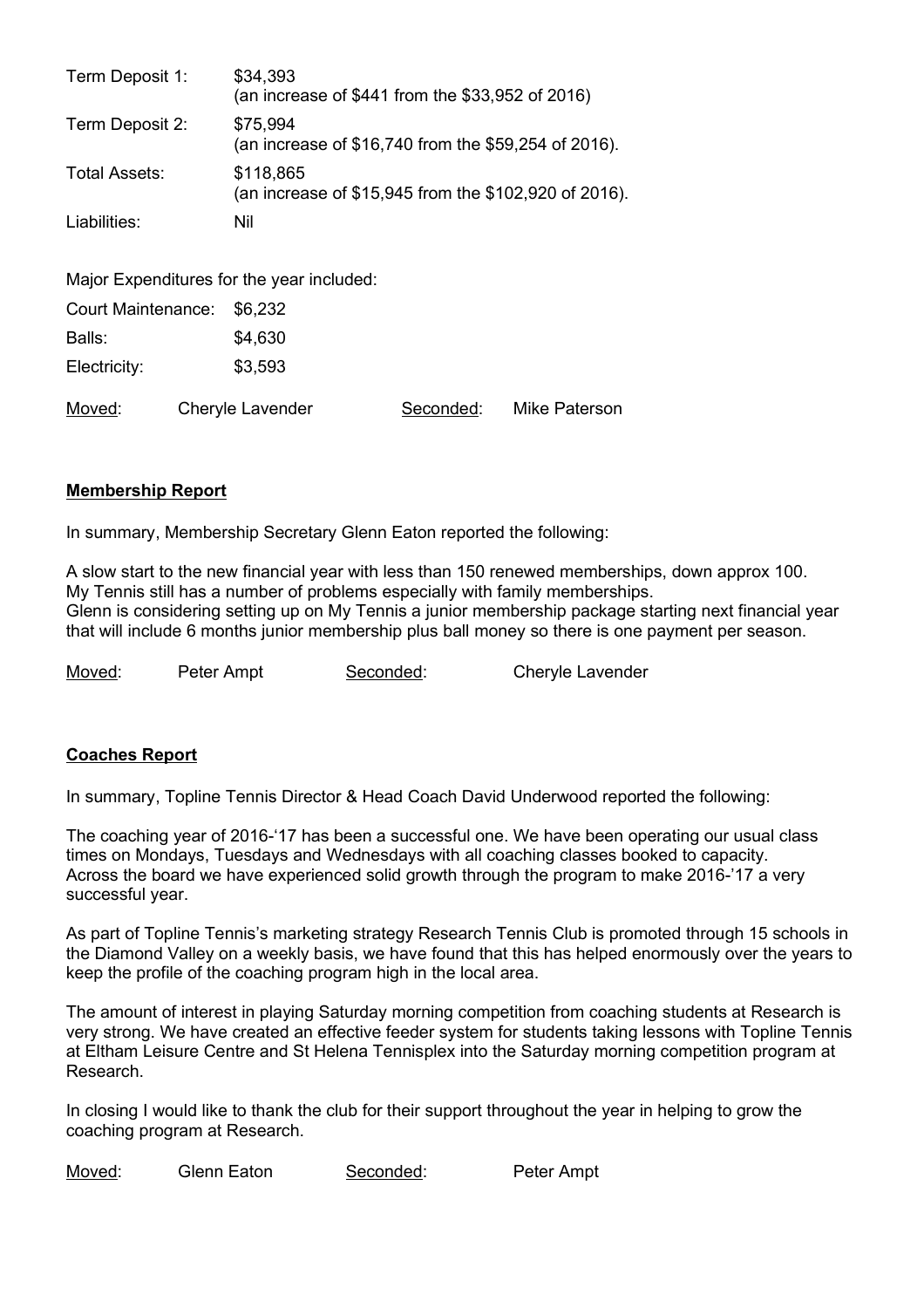| | |
|---|---|
| Term Deposit 1: | \$34,393 (an increase of \$441 from the \$33,952 of 2016) |
| Term Deposit 2: | \$75,994 (an increase of \$16,740 from the \$59,254 of 2016). |
| Total Assets: | \$118,865 (an increase of \$15,945 from the \$102,920 of 2016). |
| Liabilities: | Nil |

Major Expenditures for the year included:

| | |
|---|---|
| Court Maintenance: | \$6,232 |
| Balls: | \$4,630 |
| Electricity: | \$3,593 |

Moved: Cheryle Lavender Seconded: Mike Paterson

## Membership Report

In summary, Membership Secretary Glenn Eaton reported the following:

A slow start to the new financial year with less than 150 renewed memberships, down approx 100.
My Tennis still has a number of problems especially with family memberships.
Glenn is considering setting up on My Tennis a junior membership package starting next financial year that will include 6 months junior membership plus ball money so there is one payment per season.

Moved: Peter Ampt Seconded: Cheryle Lavender

## Coaches Report

In summary, Topline Tennis Director & Head Coach David Underwood reported the following:

The coaching year of 2016-'17 has been a successful one. We have been operating our usual class times on Mondays, Tuesdays and Wednesdays with all coaching classes booked to capacity.
Across the board we have experienced solid growth through the program to make 2016-'17 a very successful year.

As part of Topline Tennis's marketing strategy Research Tennis Club is promoted through 15 schools in the Diamond Valley on a weekly basis, we have found that this has helped enormously over the years to keep the profile of the coaching program high in the local area.

The amount of interest in playing Saturday morning competition from coaching students at Research is very strong. We have created an effective feeder system for students taking lessons with Topline Tennis at Eltham Leisure Centre and St Helena Tennisplex into the Saturday morning competition program at Research.

In closing I would like to thank the club for their support throughout the year in helping to grow the coaching program at Research.

Moved: Glenn Eaton Seconded: Peter Ampt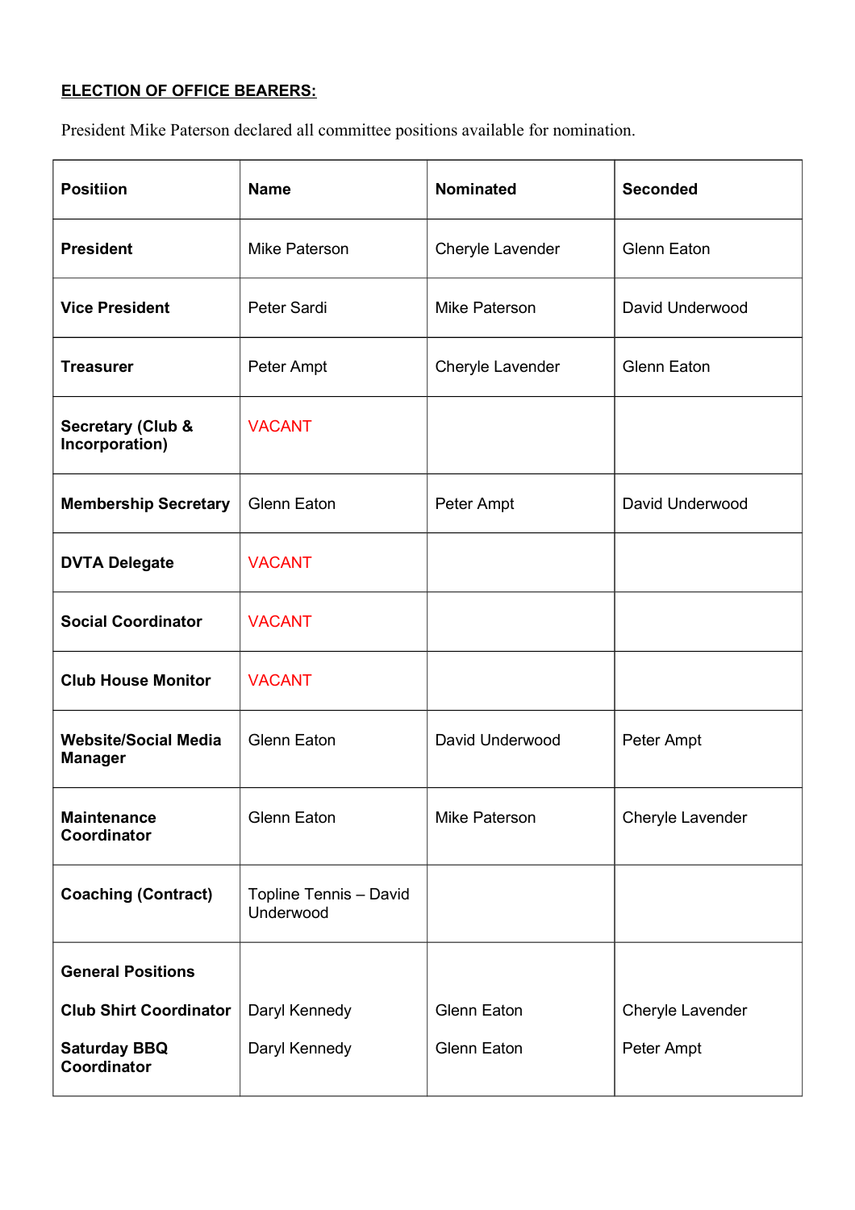**ELECTION OF OFFICE BEARERS:**

President Mike Paterson declared all committee positions available for nomination.

| **Positiion** | **Name** | **Nominated** | **Seconded** |
|---|---|---|---|
| **President** | Mike Paterson | Cheryle Lavender | Glenn Eaton |
| **Vice President** | Peter Sardi | Mike Paterson | David Underwood |
| **Treasurer** | Peter Ampt | Cheryle Lavender | Glenn Eaton |
| **Secretary (Club & Incorporation)** | VACANT | | |
| **Membership Secretary** | Glenn Eaton | Peter Ampt | David Underwood |
| **DVTA Delegate** | VACANT | | |
| **Social Coordinator** | VACANT | | |
| **Club House Monitor** | VACANT | | |
| **Website/Social Media Manager** | Glenn Eaton | David Underwood | Peter Ampt |
| **Maintenance Coordinator** | Glenn Eaton | Mike Paterson | Cheryle Lavender |
| **Coaching (Contract)** | Topline Tennis – David Underwood | | |
| **General Positions** | | | |
| **Club Shirt Coordinator** | Daryl Kennedy | Glenn Eaton | Cheryle Lavender |
| **Saturday BBQ Coordinator** | Daryl Kennedy | Glenn Eaton | Peter Ampt |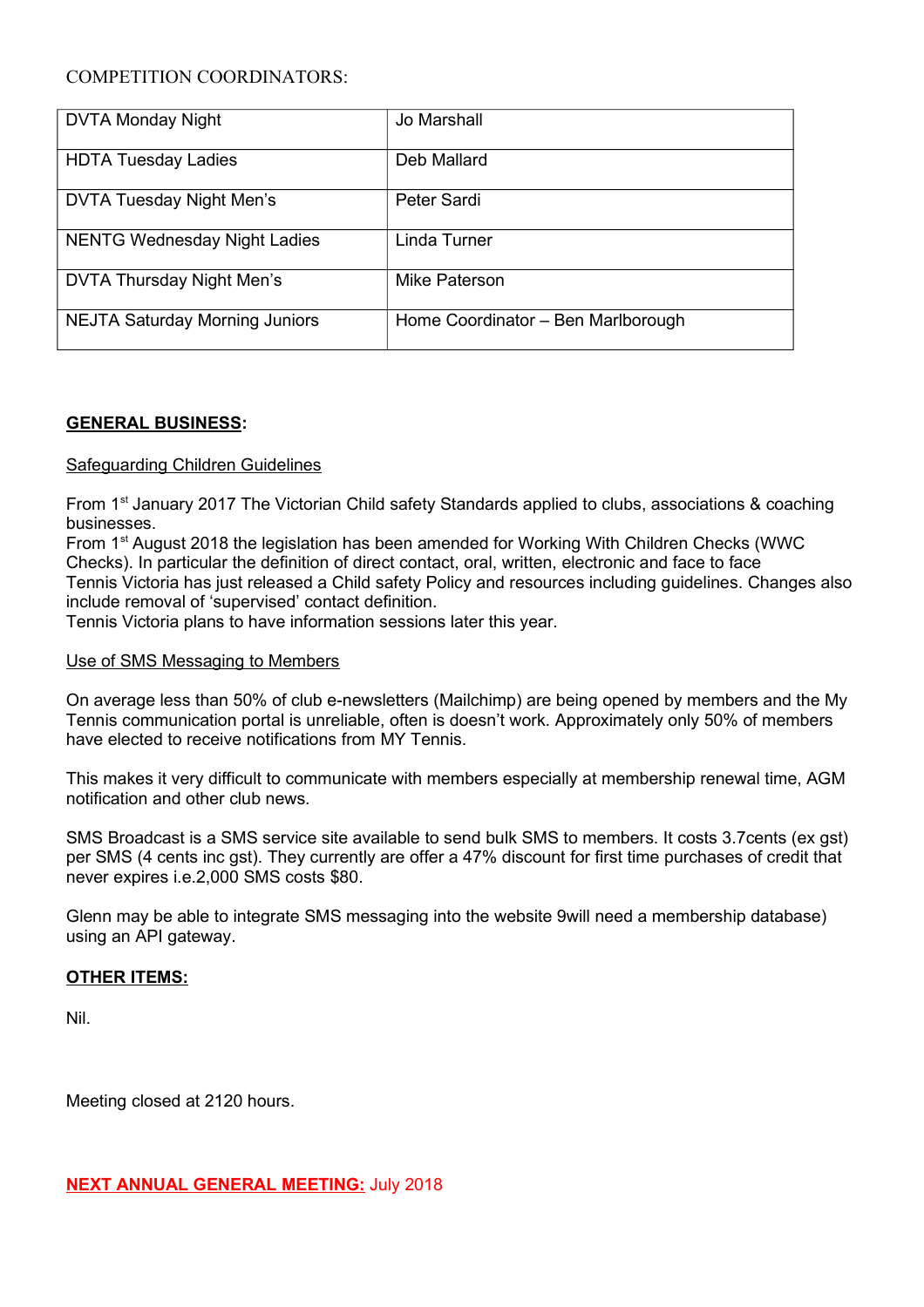COMPETITION COORDINATORS:

| DVTA Monday Night | Jo Marshall |
|---|---|
| HDTA Tuesday Ladies | Deb Mallard |
| DVTA Tuesday Night Men's | Peter Sardi |
| NENTG Wednesday Night Ladies | Linda Turner |
| DVTA Thursday Night Men's | Mike Paterson |
| NEJTA Saturday Morning Juniors | Home Coordinator – Ben Marlborough |

**GENERAL BUSINESS:**

Safeguarding Children Guidelines

From 1st January 2017 The Victorian Child safety Standards applied to clubs, associations & coaching businesses.
From 1st August 2018 the legislation has been amended for Working With Children Checks (WWC Checks). In particular the definition of direct contact, oral, written, electronic and face to face
Tennis Victoria has just released a Child safety Policy and resources including guidelines. Changes also include removal of 'supervised' contact definition.
Tennis Victoria plans to have information sessions later this year.

Use of SMS Messaging to Members

On average less than 50% of club e-newsletters (Mailchimp) are being opened by members and the My Tennis communication portal is unreliable, often is doesn't work. Approximately only 50% of members have elected to receive notifications from MY Tennis.

This makes it very difficult to communicate with members especially at membership renewal time, AGM notification and other club news.

SMS Broadcast is a SMS service site available to send bulk SMS to members. It costs 3.7cents (ex gst) per SMS (4 cents inc gst). They currently are offer a 47% discount for first time purchases of credit that never expires i.e.2,000 SMS costs $80.

Glenn may be able to integrate SMS messaging into the website 9will need a membership database) using an API gateway.

**OTHER ITEMS:**

Nil.

Meeting closed at 2120 hours.

**NEXT ANNUAL GENERAL MEETING:** July 2018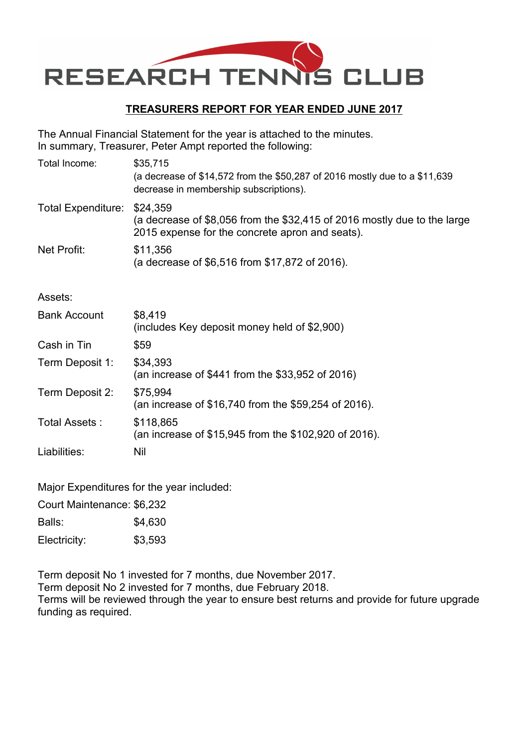RESEARCH TENNIS CLUB

## TREASURERS REPORT FOR YEAR ENDED JUNE 2017

The Annual Financial Statement for the year is attached to the minutes.
In summary, Treasurer, Peter Ampt reported the following:

| | |
|---|---|
| Total Income: | $35,715<br>(a decrease of $14,572 from the $50,287 of 2016 mostly due to a $11,639 decrease in membership subscriptions). |
| Total Expenditure: | $24,359<br>(a decrease of $8,056 from the $32,415 of 2016 mostly due to the large 2015 expense for the concrete apron and seats). |
| Net Profit: | $11,356<br>(a decrease of $6,516 from $17,872 of 2016). |

Assets:

| | |
|---|---|
| Bank Account | $8,419<br>(includes Key deposit money held of $2,900) |
| Cash in Tin | $59 |
| Term Deposit 1: | $34,393<br>(an increase of $441 from the $33,952 of 2016) |
| Term Deposit 2: | $75,994<br>(an increase of $16,740 from the $59,254 of 2016). |
| Total Assets : | $118,865<br>(an increase of $15,945 from the $102,920 of 2016). |
| Liabilities: | Nil |

Major Expenditures for the year included:

| | |
|---|---|
| Court Maintenance: | $6,232 |
| Balls: | $4,630 |
| Electricity: | $3,593 |

Term deposit No 1 invested for 7 months, due November 2017.
Term deposit No 2 invested for 7 months, due February 2018.
Terms will be reviewed through the year to ensure best returns and provide for future upgrade funding as required.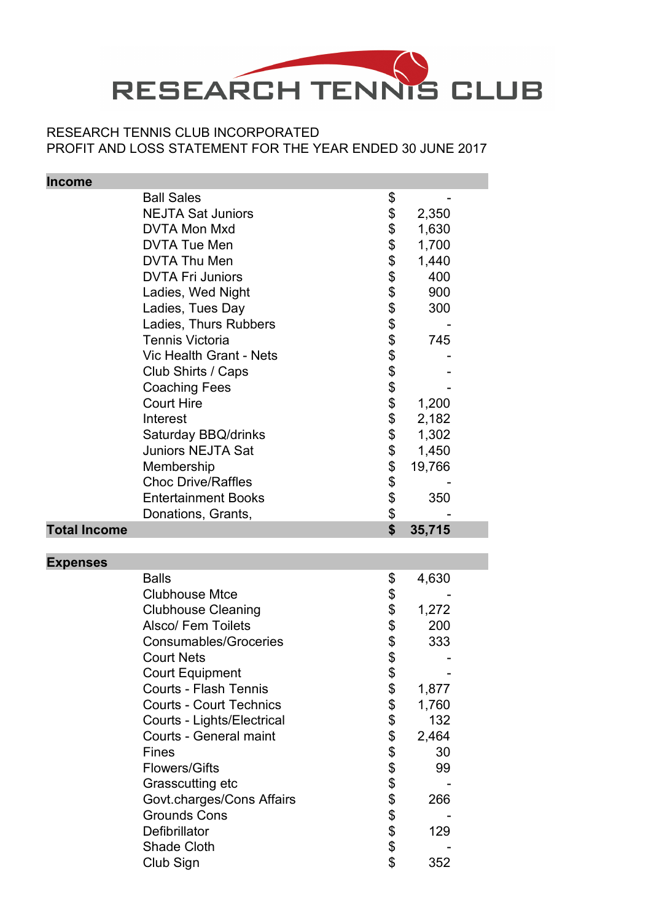# RESEARCH TENNIS CLUB

RESEARCH TENNIS CLUB INCORPORATED
PROFIT AND LOSS STATEMENT FOR THE YEAR ENDED 30 JUNE 2017

| **Income** | | |
|---|---|---|
| Ball Sales | $ | - |
| NEJTA Sat Juniors | $ | 2,350 |
| DVTA Mon Mxd | $ | 1,630 |
| DVTA Tue Men | $ | 1,700 |
| DVTA Thu Men | $ | 1,440 |
| DVTA Fri Juniors | $ | 400 |
| Ladies, Wed Night | $ | 900 |
| Ladies, Tues Day | $ | 300 |
| Ladies, Thurs Rubbers | $ | - |
| Tennis Victoria | $ | 745 |
| Vic Health Grant - Nets | $ | - |
| Club Shirts / Caps | $ | - |
| Coaching Fees | $ | - |
| Court Hire | $ | 1,200 |
| Interest | $ | 2,182 |
| Saturday BBQ/drinks | $ | 1,302 |
| Juniors NEJTA Sat | $ | 1,450 |
| Membership | $ | 19,766 |
| Choc Drive/Raffles | $ | - |
| Entertainment Books | $ | 350 |
| Donations, Grants, | $ | - |
| **Total Income** | **$** | **35,715** |

| **Expenses** | | |
|---|---|---|
| Balls | $ | 4,630 |
| Clubhouse Mtce | $ | - |
| Clubhouse Cleaning | $ | 1,272 |
| Alsco/ Fem Toilets | $ | 200 |
| Consumables/Groceries | $ | 333 |
| Court Nets | $ | - |
| Court Equipment | $ | - |
| Courts - Flash Tennis | $ | 1,877 |
| Courts - Court Technics | $ | 1,760 |
| Courts - Lights/Electrical | $ | 132 |
| Courts - General maint | $ | 2,464 |
| Fines | $ | 30 |
| Flowers/Gifts | $ | 99 |
| Grasscutting etc | $ | - |
| Govt.charges/Cons Affairs | $ | 266 |
| Grounds Cons | $ | - |
| Defibrillator | $ | 129 |
| Shade Cloth | $ | - |
| Club Sign | $ | 352 |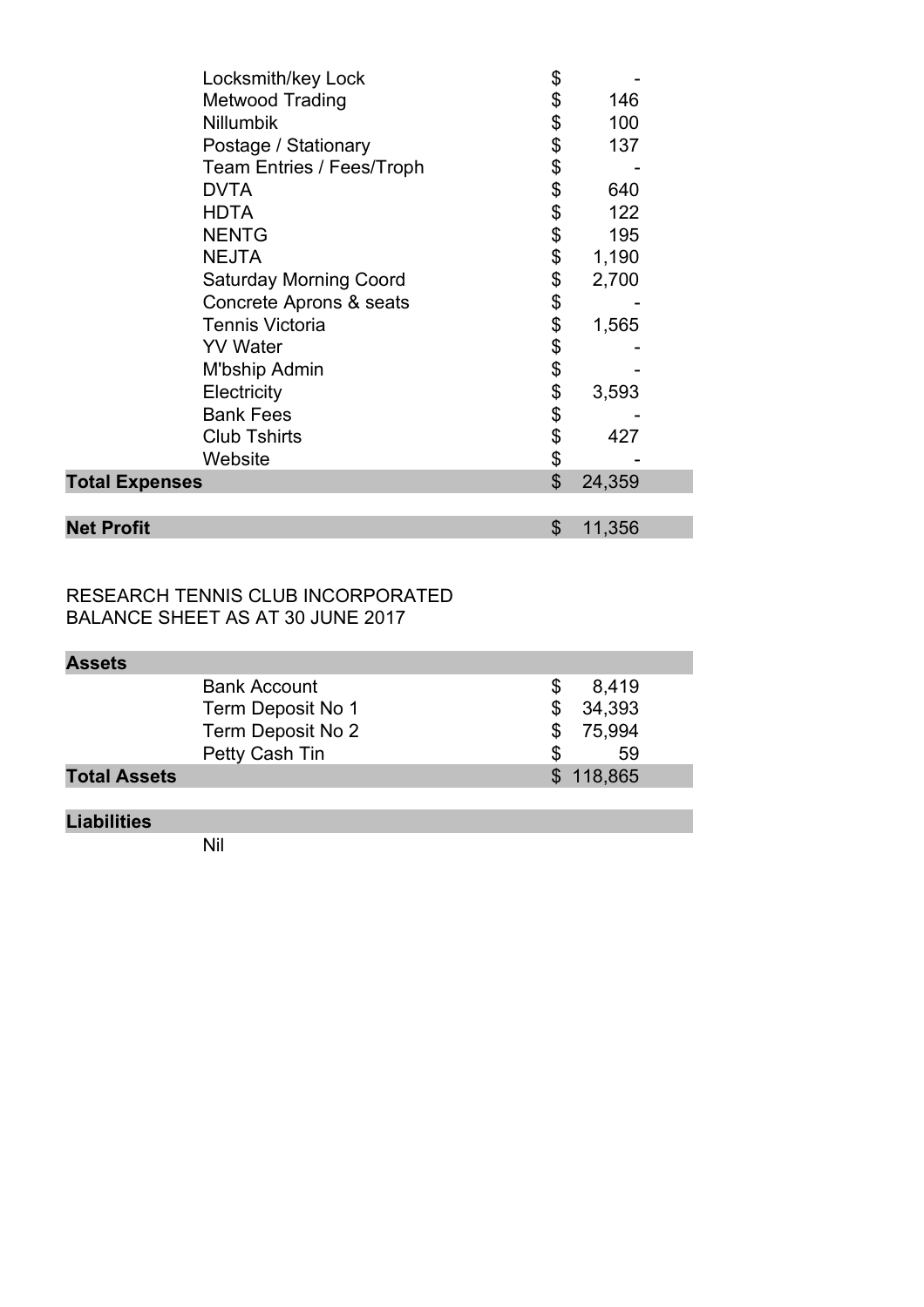| | | |
|---|---|---|
| | Locksmith/key Lock | $ - |
| | Metwood Trading | $ 146 |
| | Nillumbik | $ 100 |
| | Postage / Stationary | $ 137 |
| | Team Entries / Fees/Troph | $ - |
| | DVTA | $ 640 |
| | HDTA | $ 122 |
| | NENTG | $ 195 |
| | NEJTA | $ 1,190 |
| | Saturday Morning Coord | $ 2,700 |
| | Concrete Aprons & seats | $ - |
| | Tennis Victoria | $ 1,565 |
| | YV Water | $ - |
| | M'bship Admin | $ - |
| | Electricity | $ 3,593 |
| | Bank Fees | $ - |
| | Club Tshirts | $ 427 |
| | Website | $ - |
| **Total Expenses** | | $ 24,359 |
| | | |
| **Net Profit** | | $ 11,356 |

RESEARCH TENNIS CLUB INCORPORATED
BALANCE SHEET AS AT 30 JUNE 2017

| | | |
|---|---|---|
| **Assets** | | |
| | Bank Account | $ 8,419 |
| | Term Deposit No 1 | $ 34,393 |
| | Term Deposit No 2 | $ 75,994 |
| | Petty Cash Tin | $ 59 |
| **Total Assets** | | $ 118,865 |
| | | |
| **Liabilities** | | |
| | Nil | |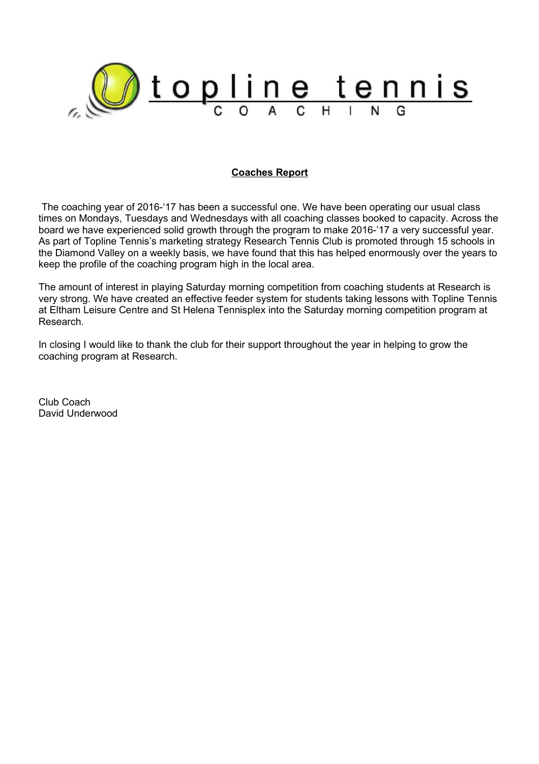topline tennis

COACHING

## Coaches Report

The coaching year of 2016-'17 has been a successful one. We have been operating our usual class times on Mondays, Tuesdays and Wednesdays with all coaching classes booked to capacity. Across the board we have experienced solid growth through the program to make 2016-'17 a very successful year. As part of Topline Tennis's marketing strategy Research Tennis Club is promoted through 15 schools in the Diamond Valley on a weekly basis, we have found that this has helped enormously over the years to keep the profile of the coaching program high in the local area.

The amount of interest in playing Saturday morning competition from coaching students at Research is very strong. We have created an effective feeder system for students taking lessons with Topline Tennis at Eltham Leisure Centre and St Helena Tennisplex into the Saturday morning competition program at Research.

In closing I would like to thank the club for their support throughout the year in helping to grow the coaching program at Research.

Club Coach
David Underwood